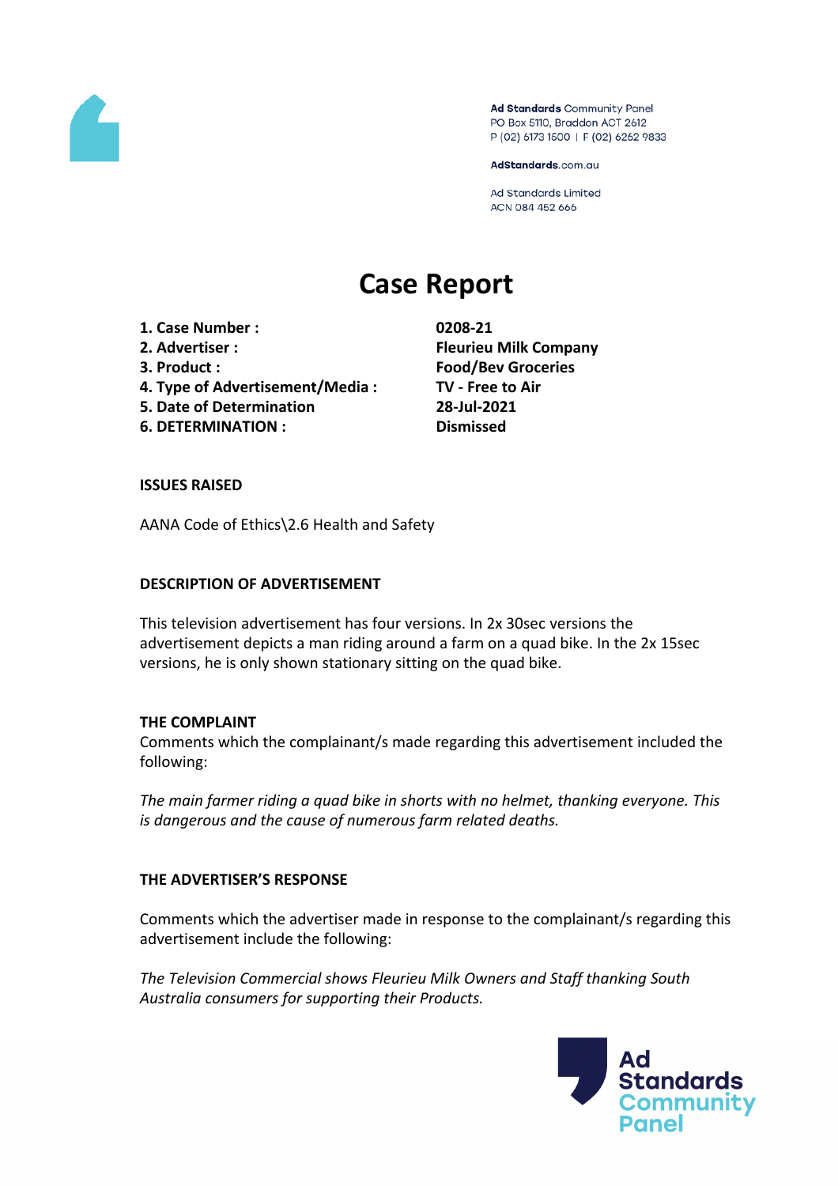Ad Standards Community Panel
PO Box 5110, Braddon ACT 2612
P (02) 6173 1500 | F (02) 6262 9833

AdStandards.com.au

Ad Standards Limited
ACN 084 452 666

# Case Report

| | |
|---|---|
| **1. Case Number :** | **0208-21** |
| **2. Advertiser :** | **Fleurieu Milk Company** |
| **3. Product :** | **Food/Bev Groceries** |
| **4. Type of Advertisement/Media :** | **TV - Free to Air** |
| **5. Date of Determination** | **28-Jul-2021** |
| **6. DETERMINATION :** | **Dismissed** |

**ISSUES RAISED**

AANA Code of Ethics\2.6 Health and Safety

**DESCRIPTION OF ADVERTISEMENT**

This television advertisement has four versions. In 2x 30sec versions the advertisement depicts a man riding around a farm on a quad bike. In the 2x 15sec versions, he is only shown stationary sitting on the quad bike.

**THE COMPLAINT**

Comments which the complainant/s made regarding this advertisement included the following:

*The main farmer riding a quad bike in shorts with no helmet, thanking everyone. This is dangerous and the cause of numerous farm related deaths.*

**THE ADVERTISER'S RESPONSE**

Comments which the advertiser made in response to the complainant/s regarding this advertisement include the following:

*The Television Commercial shows Fleurieu Milk Owners and Staff thanking South Australia consumers for supporting their Products.*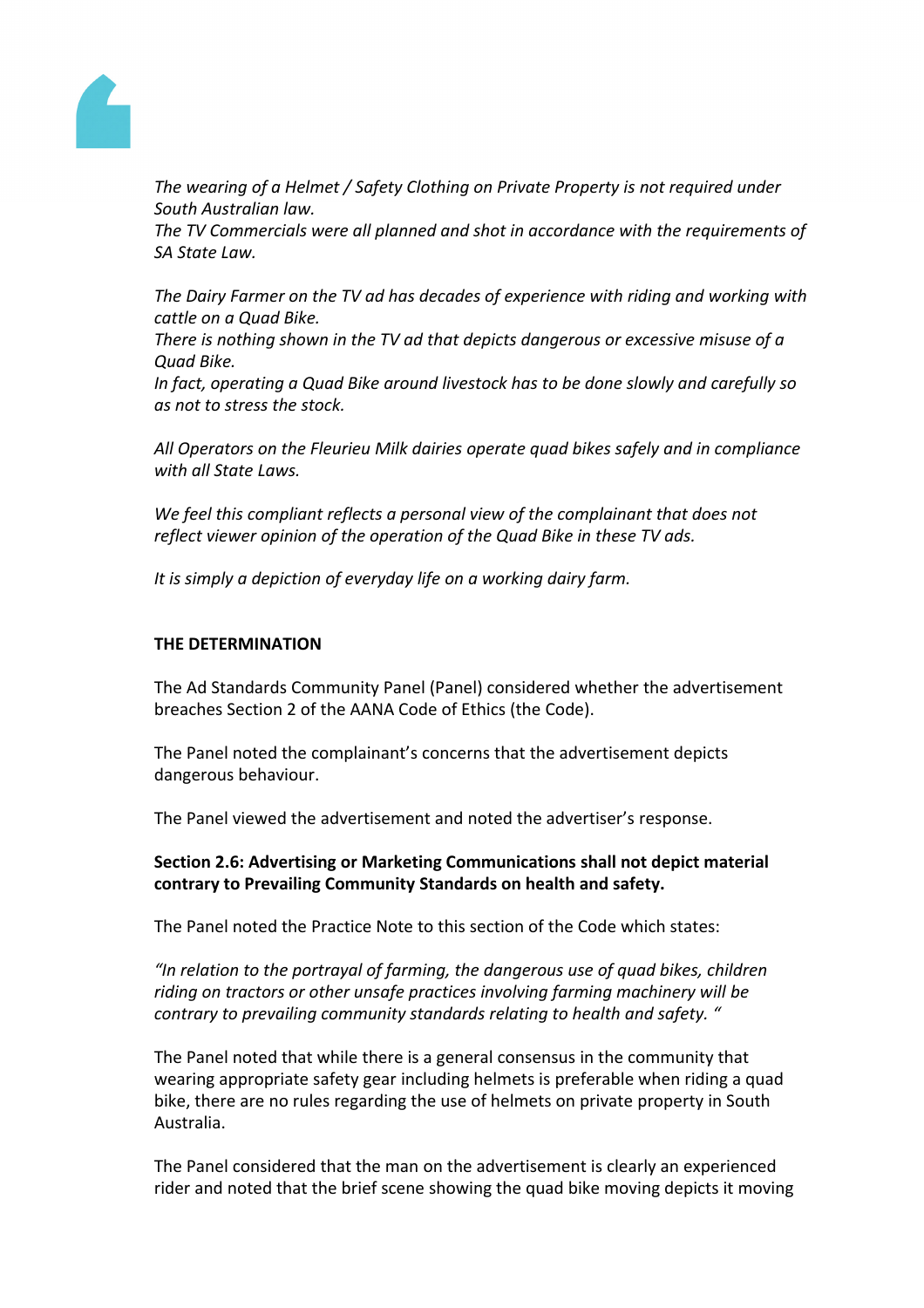*The wearing of a Helmet / Safety Clothing on Private Property is not required under South Australian law.*
*The TV Commercials were all planned and shot in accordance with the requirements of SA State Law.*

*The Dairy Farmer on the TV ad has decades of experience with riding and working with cattle on a Quad Bike.*
*There is nothing shown in the TV ad that depicts dangerous or excessive misuse of a Quad Bike.*
*In fact, operating a Quad Bike around livestock has to be done slowly and carefully so as not to stress the stock.*

*All Operators on the Fleurieu Milk dairies operate quad bikes safely and in compliance with all State Laws.*

*We feel this compliant reflects a personal view of the complainant that does not reflect viewer opinion of the operation of the Quad Bike in these TV ads.*

*It is simply a depiction of everyday life on a working dairy farm.*

**THE DETERMINATION**

The Ad Standards Community Panel (Panel) considered whether the advertisement breaches Section 2 of the AANA Code of Ethics (the Code).

The Panel noted the complainant's concerns that the advertisement depicts dangerous behaviour.

The Panel viewed the advertisement and noted the advertiser's response.

**Section 2.6: Advertising or Marketing Communications shall not depict material contrary to Prevailing Community Standards on health and safety.**

The Panel noted the Practice Note to this section of the Code which states:

*"In relation to the portrayal of farming, the dangerous use of quad bikes, children riding on tractors or other unsafe practices involving farming machinery will be contrary to prevailing community standards relating to health and safety. "*

The Panel noted that while there is a general consensus in the community that wearing appropriate safety gear including helmets is preferable when riding a quad bike, there are no rules regarding the use of helmets on private property in South Australia.

The Panel considered that the man on the advertisement is clearly an experienced rider and noted that the brief scene showing the quad bike moving depicts it moving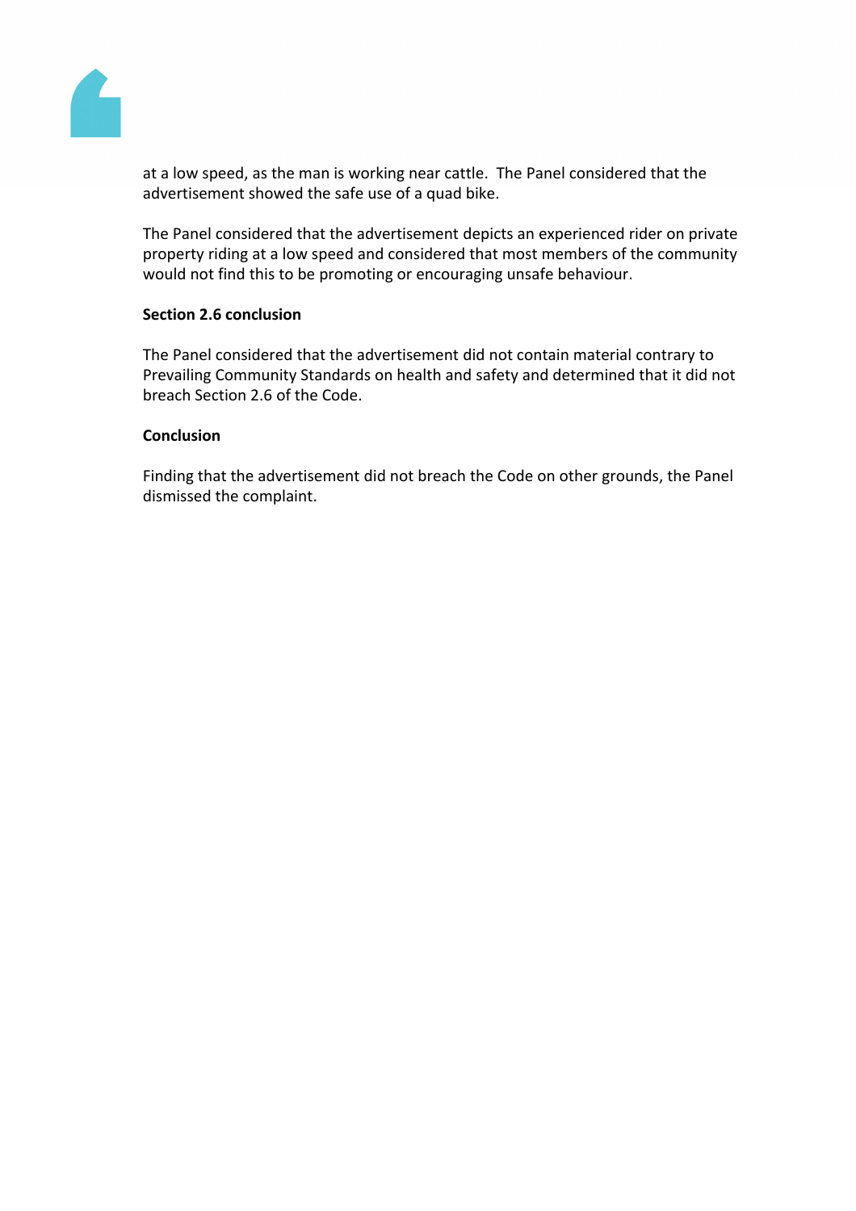at a low speed, as the man is working near cattle. The Panel considered that the advertisement showed the safe use of a quad bike.

The Panel considered that the advertisement depicts an experienced rider on private property riding at a low speed and considered that most members of the community would not find this to be promoting or encouraging unsafe behaviour.

**Section 2.6 conclusion**

The Panel considered that the advertisement did not contain material contrary to Prevailing Community Standards on health and safety and determined that it did not breach Section 2.6 of the Code.

**Conclusion**

Finding that the advertisement did not breach the Code on other grounds, the Panel dismissed the complaint.